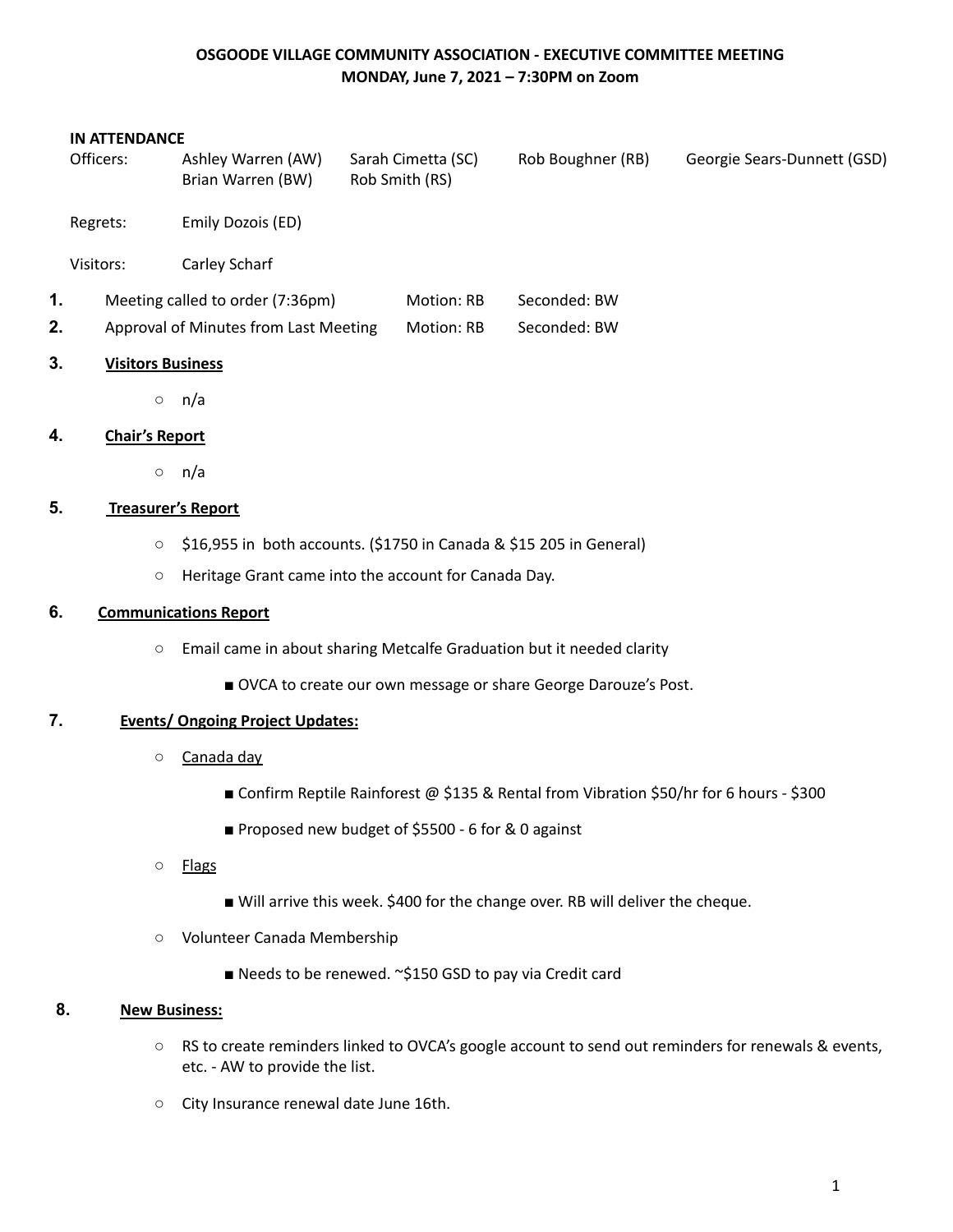**OSGOODE VILLAGE COMMUNITY ASSOCIATION - EXECUTIVE COMMITTEE MEETING**
**MONDAY, June 7, 2021 – 7:30PM on Zoom**

**IN ATTENDANCE**

Officers: Ashley Warren (AW), Sarah Cimetta (SC), Rob Boughner (RB), Georgie Sears-Dunnett (GSD), Brian Warren (BW), Rob Smith (RS)

Regrets: Emily Dozois (ED)

Visitors: Carley Scharf

1. Meeting called to order (7:36pm) Motion: RB Seconded: BW
2. Approval of Minutes from Last Meeting Motion: RB Seconded: BW

**3. Visitors Business**

- n/a

**4. Chair's Report**

- n/a

**5. Treasurer's Report**

- $16,955 in both accounts. ($1750 in Canada & $15 205 in General)
- Heritage Grant came into the account for Canada Day.

**6. Communications Report**

- Email came in about sharing Metcalfe Graduation but it needed clarity
  - OVCA to create our own message or share George Darouze's Post.

**7. Events/ Ongoing Project Updates:**

- Canada day
  - Confirm Reptile Rainforest @ $135 & Rental from Vibration $50/hr for 6 hours - $300
  - Proposed new budget of $5500 - 6 for & 0 against
- Flags
  - Will arrive this week. $400 for the change over. RB will deliver the cheque.
- Volunteer Canada Membership
  - Needs to be renewed. ~$150 GSD to pay via Credit card

**8. New Business:**

- RS to create reminders linked to OVCA's google account to send out reminders for renewals & events, etc. - AW to provide the list.
- City Insurance renewal date June 16th.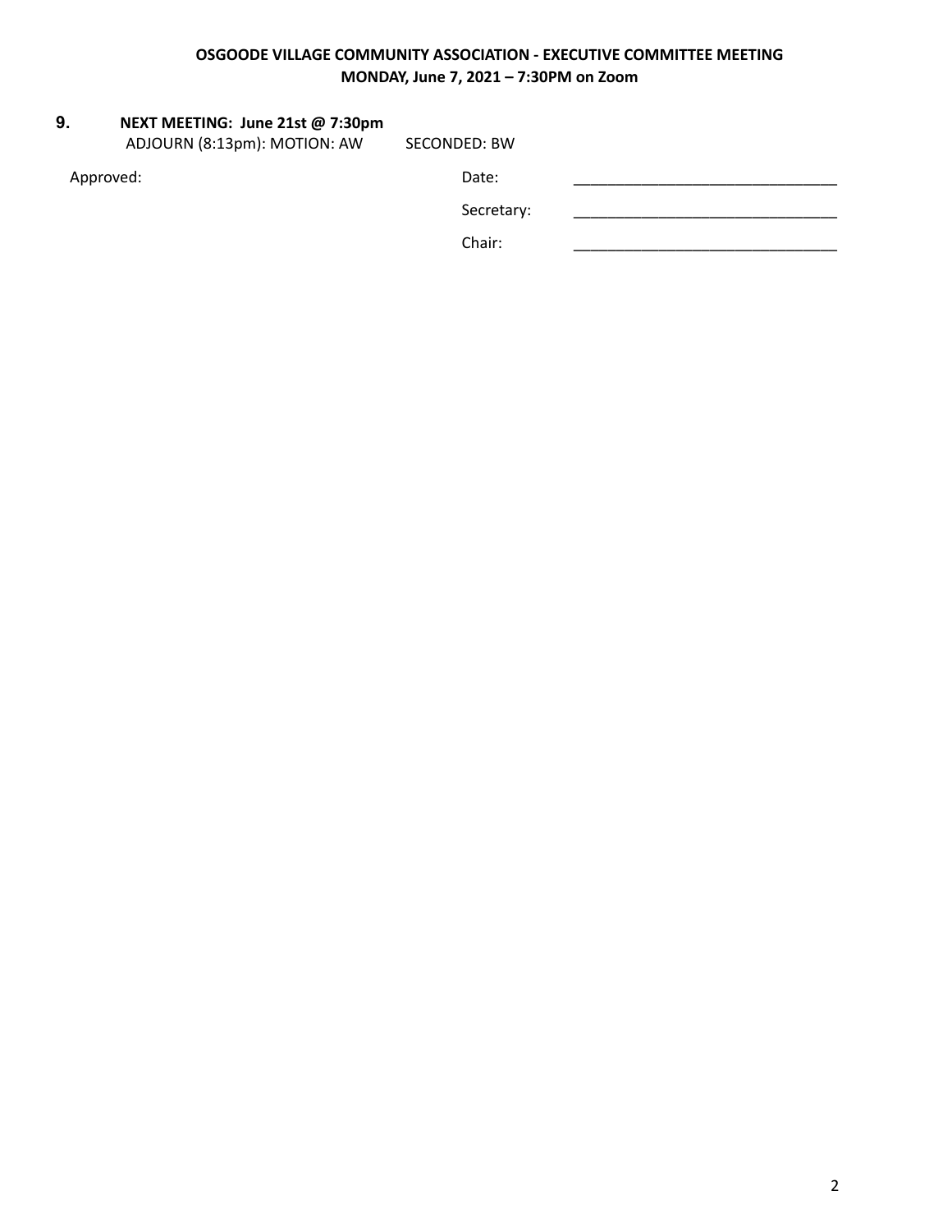**9. NEXT MEETING: June 21st @ 7:30pm**

ADJOURN (8:13pm): MOTION: AW SECONDED: BW

Approved:

Date: _______________________________

Secretary: _______________________________

Chair: _______________________________